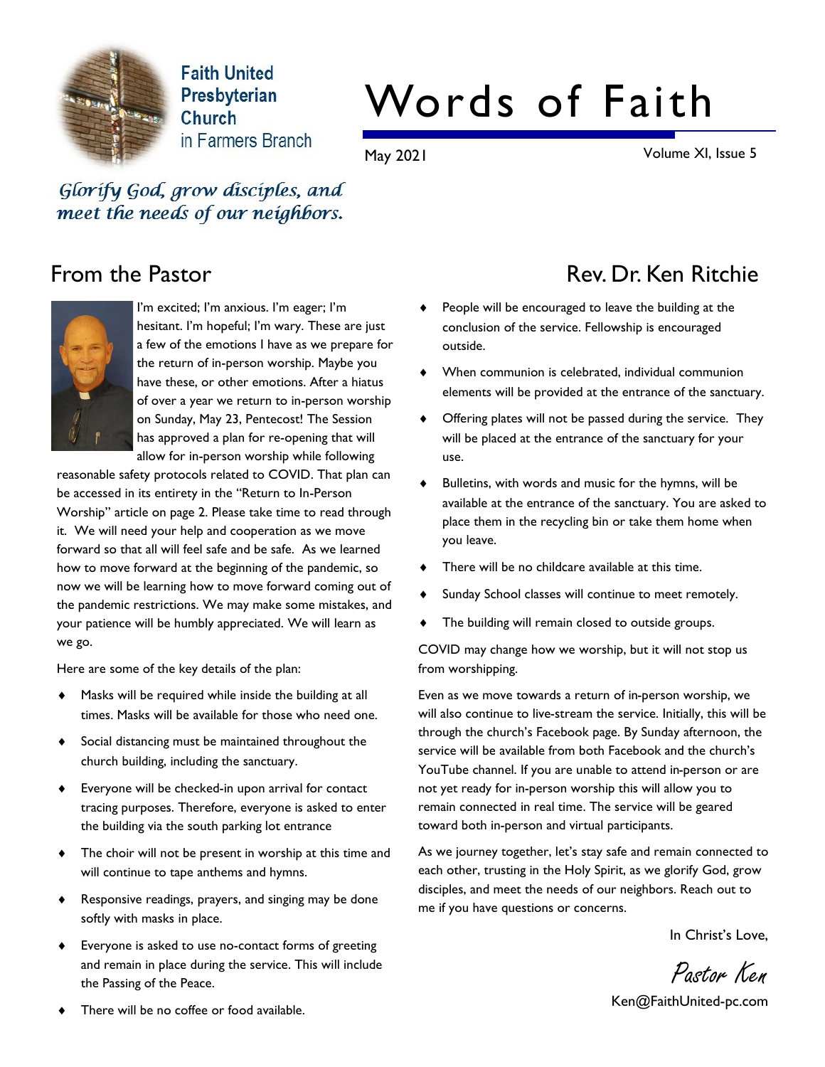Faith United Presbyterian Church in Farmers Branch

# Words of Faith

May 2021 Volume XI, Issue 5

*Glorify God, grow disciples, and meet the needs of our neighbors.*

## From the Pastor

### Rev. Dr. Ken Ritchie

I'm excited; I'm anxious. I'm eager; I'm hesitant. I'm hopeful; I'm wary. These are just a few of the emotions I have as we prepare for the return of in-person worship. Maybe you have these, or other emotions. After a hiatus of over a year we return to in-person worship on Sunday, May 23, Pentecost! The Session has approved a plan for re-opening that will allow for in-person worship while following reasonable safety protocols related to COVID. That plan can be accessed in its entirety in the "Return to In-Person Worship" article on page 2. Please take time to read through it. We will need your help and cooperation as we move forward so that all will feel safe and be safe. As we learned how to move forward at the beginning of the pandemic, so now we will be learning how to move forward coming out of the pandemic restrictions. We may make some mistakes, and your patience will be humbly appreciated. We will learn as we go.

Here are some of the key details of the plan:

- Masks will be required while inside the building at all times. Masks will be available for those who need one.
- Social distancing must be maintained throughout the church building, including the sanctuary.
- Everyone will be checked-in upon arrival for contact tracing purposes. Therefore, everyone is asked to enter the building via the south parking lot entrance
- The choir will not be present in worship at this time and will continue to tape anthems and hymns.
- Responsive readings, prayers, and singing may be done softly with masks in place.
- Everyone is asked to use no-contact forms of greeting and remain in place during the service. This will include the Passing of the Peace.
- There will be no coffee or food available.
- People will be encouraged to leave the building at the conclusion of the service. Fellowship is encouraged outside.
- When communion is celebrated, individual communion elements will be provided at the entrance of the sanctuary.
- Offering plates will not be passed during the service. They will be placed at the entrance of the sanctuary for your use.
- Bulletins, with words and music for the hymns, will be available at the entrance of the sanctuary. You are asked to place them in the recycling bin or take them home when you leave.
- There will be no childcare available at this time.
- Sunday School classes will continue to meet remotely.
- The building will remain closed to outside groups.

COVID may change how we worship, but it will not stop us from worshipping.

Even as we move towards a return of in-person worship, we will also continue to live-stream the service. Initially, this will be through the church's Facebook page. By Sunday afternoon, the service will be available from both Facebook and the church's YouTube channel. If you are unable to attend in-person or are not yet ready for in-person worship this will allow you to remain connected in real time. The service will be geared toward both in-person and virtual participants.

As we journey together, let's stay safe and remain connected to each other, trusting in the Holy Spirit, as we glorify God, grow disciples, and meet the needs of our neighbors. Reach out to me if you have questions or concerns.

In Christ's Love,

*Pastor Ken*

Ken@FaithUnited-pc.com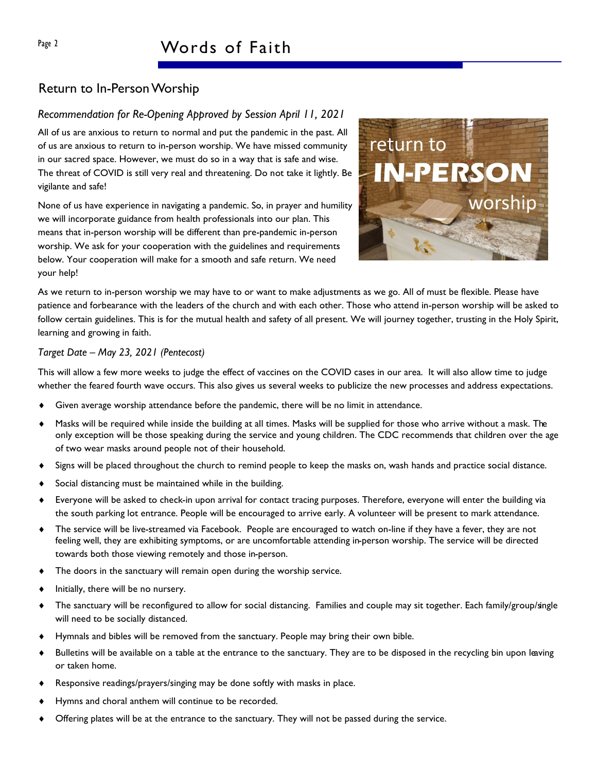## Return to In-Person Worship

### *Recommendation for Re-Opening Approved by Session April 11, 2021*

All of us are anxious to return to normal and put the pandemic in the past. All of us are anxious to return to in-person worship. We have missed community in our sacred space. However, we must do so in a way that is safe and wise. The threat of COVID is still very real and threatening. Do not take it lightly. Be vigilante and safe!

None of us have experience in navigating a pandemic. So, in prayer and humility we will incorporate guidance from health professionals into our plan. This means that in-person worship will be different than pre-pandemic in-person worship. We ask for your cooperation with the guidelines and requirements below. Your cooperation will make for a smooth and safe return. We need your help!

As we return to in-person worship we may have to or want to make adjustments as we go. All of must be flexible. Please have patience and forbearance with the leaders of the church and with each other. Those who attend in-person worship will be asked to follow certain guidelines. This is for the mutual health and safety of all present. We will journey together, trusting in the Holy Spirit, learning and growing in faith.

### *Target Date – May 23, 2021 (Pentecost)*

This will allow a few more weeks to judge the effect of vaccines on the COVID cases in our area. It will also allow time to judge whether the feared fourth wave occurs. This also gives us several weeks to publicize the new processes and address expectations.

- Given average worship attendance before the pandemic, there will be no limit in attendance.
- Masks will be required while inside the building at all times. Masks will be supplied for those who arrive without a mask. The only exception will be those speaking during the service and young children. The CDC recommends that children over the age of two wear masks around people not of their household.
- Signs will be placed throughout the church to remind people to keep the masks on, wash hands and practice social distance.
- Social distancing must be maintained while in the building.
- Everyone will be asked to check-in upon arrival for contact tracing purposes. Therefore, everyone will enter the building via the south parking lot entrance. People will be encouraged to arrive early. A volunteer will be present to mark attendance.
- The service will be live-streamed via Facebook. People are encouraged to watch on-line if they have a fever, they are not feeling well, they are exhibiting symptoms, or are uncomfortable attending in-person worship. The service will be directed towards both those viewing remotely and those in-person.
- The doors in the sanctuary will remain open during the worship service.
- Initially, there will be no nursery.
- The sanctuary will be reconfigured to allow for social distancing. Families and couple may sit together. Each family/group/single will need to be socially distanced.
- Hymnals and bibles will be removed from the sanctuary. People may bring their own bible.
- Bulletins will be available on a table at the entrance to the sanctuary. They are to be disposed in the recycling bin upon leaving or taken home.
- Responsive readings/prayers/singing may be done softly with masks in place.
- Hymns and choral anthem will continue to be recorded.
- Offering plates will be at the entrance to the sanctuary. They will not be passed during the service.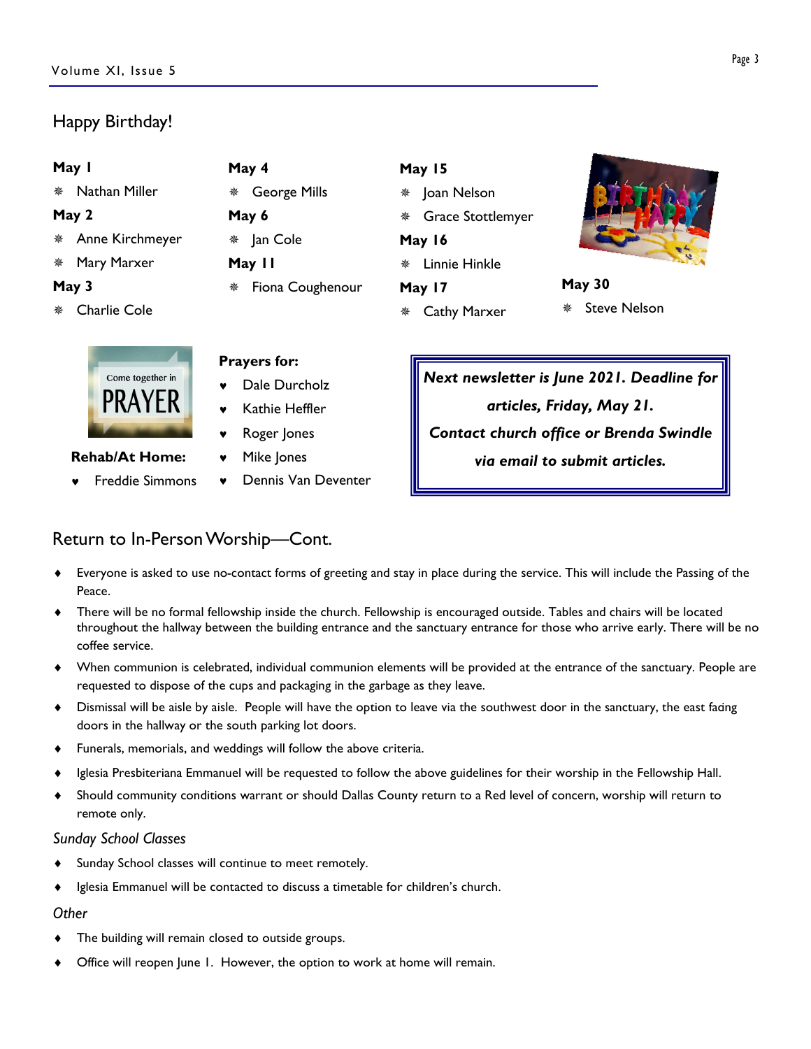## Happy Birthday!

**May 1**
- Nathan Miller

**May 2**
- Anne Kirchmeyer
- Mary Marxer

**May 3**
- Charlie Cole

**May 4**
- George Mills

**May 6**
- Jan Cole

**May 11**
- Fiona Coughenour

**May 15**
- Joan Nelson
- Grace Stottlemyer

**May 16**
- Linnie Hinkle

**May 17**
- Cathy Marxer

**May 30**
- Steve Nelson

**Rehab/At Home:**
- Freddie Simmons

**Prayers for:**
- Dale Durcholz
- Kathie Heffler
- Roger Jones
- Mike Jones
- Dennis Van Deventer

***Next newsletter is June 2021. Deadline for articles, Friday, May 21.***

***Contact church office or Brenda Swindle via email to submit articles.***

## Return to In-Person Worship—Cont.

- Everyone is asked to use no-contact forms of greeting and stay in place during the service. This will include the Passing of the Peace.
- There will be no formal fellowship inside the church. Fellowship is encouraged outside. Tables and chairs will be located throughout the hallway between the building entrance and the sanctuary entrance for those who arrive early. There will be no coffee service.
- When communion is celebrated, individual communion elements will be provided at the entrance of the sanctuary. People are requested to dispose of the cups and packaging in the garbage as they leave.
- Dismissal will be aisle by aisle. People will have the option to leave via the southwest door in the sanctuary, the east facing doors in the hallway or the south parking lot doors.
- Funerals, memorials, and weddings will follow the above criteria.
- Iglesia Presbiteriana Emmanuel will be requested to follow the above guidelines for their worship in the Fellowship Hall.
- Should community conditions warrant or should Dallas County return to a Red level of concern, worship will return to remote only.

*Sunday School Classes*

- Sunday School classes will continue to meet remotely.
- Iglesia Emmanuel will be contacted to discuss a timetable for children's church.

*Other*

- The building will remain closed to outside groups.
- Office will reopen June 1. However, the option to work at home will remain.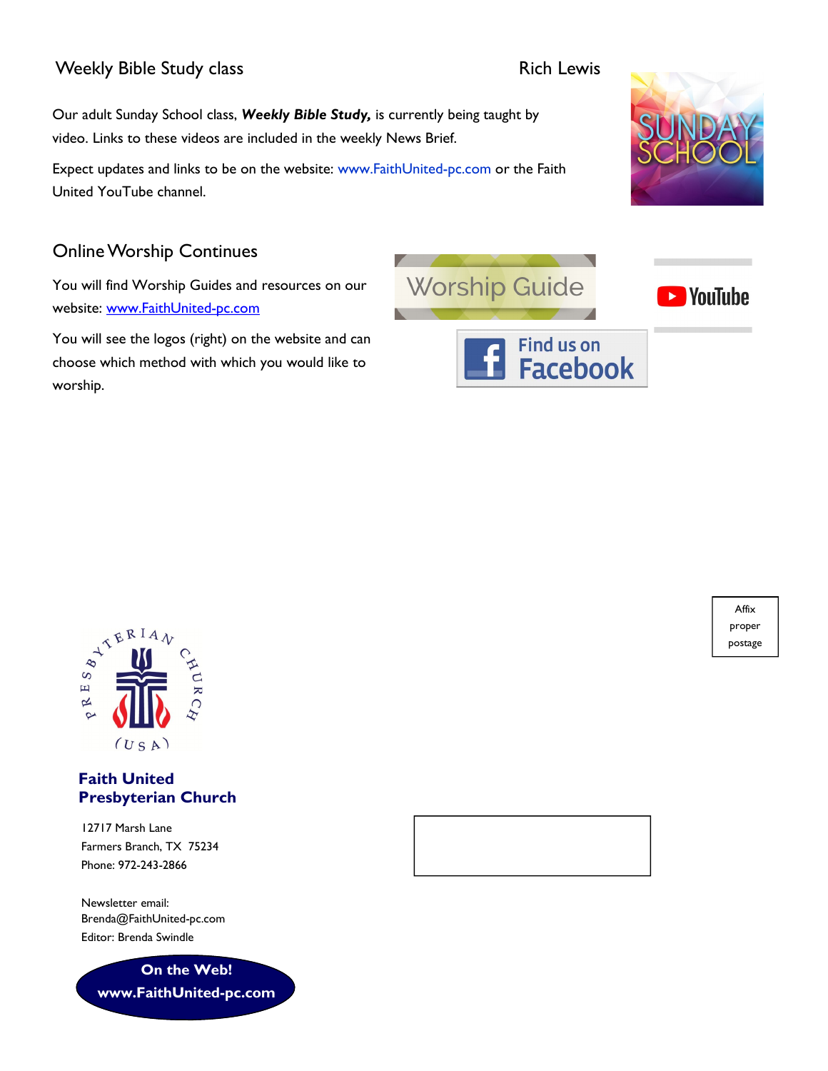## Weekly Bible Study class

Rich Lewis

Our adult Sunday School class, ***Weekly Bible Study,*** is currently being taught by video. Links to these videos are included in the weekly News Brief.

Expect updates and links to be on the website: www.FaithUnited-pc.com or the Faith United YouTube channel.

## Online Worship Continues

You will find Worship Guides and resources on our website: www.FaithUnited-pc.com

You will see the logos (right) on the website and can choose which method with which you would like to worship.

Affix proper postage

**Faith United Presbyterian Church**

12717 Marsh Lane
Farmers Branch, TX 75234
Phone: 972-243-2866

Newsletter email:
Brenda@FaithUnited-pc.com
Editor: Brenda Swindle

**On the Web!**
**www.FaithUnited-pc.com**